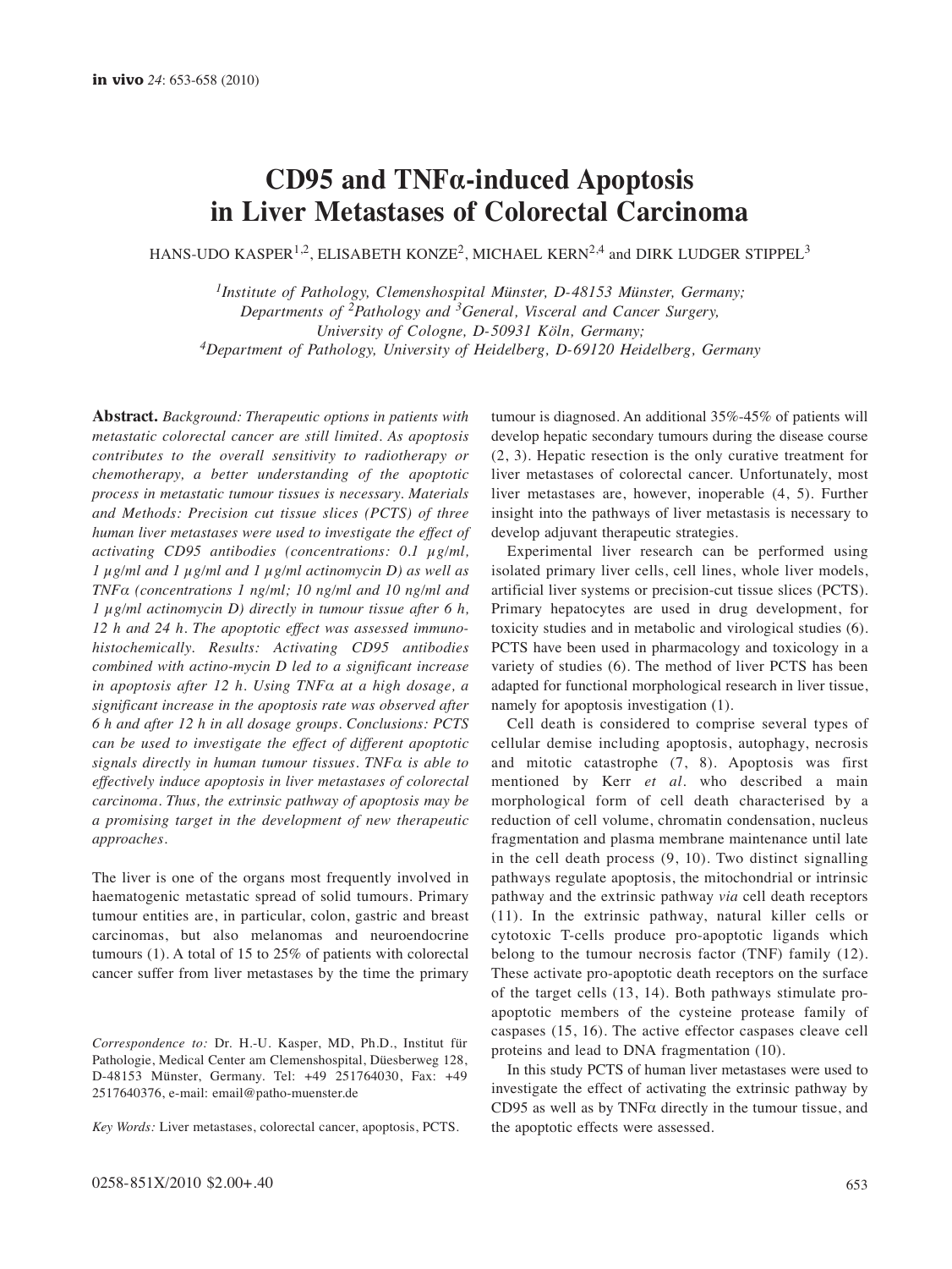# CD95 and TNFα-induced Apoptosis in Liver Metastases of Colorectal Carcinoma

HANS-UDO KASPER[1,2], ELISABETH KONZE[2], MICHAEL KERN[2,4] and DIRK LUDGER STIPPEL[3]

[1]*Institute of Pathology, Clemenshospital Münster, D-48153 Münster, Germany;*
*Departments of* [2]*Pathology and* [3]*General, Visceral and Cancer Surgery, University of Cologne, D-50931 Köln, Germany;*
[4]*Department of Pathology, University of Heidelberg, D-69120 Heidelberg, Germany*

**Abstract.** *Background: Therapeutic options in patients with metastatic colorectal cancer are still limited. As apoptosis contributes to the overall sensitivity to radiotherapy or chemotherapy, a better understanding of the apoptotic process in metastatic tumour tissues is necessary. Materials and Methods: Precision cut tissue slices (PCTS) of three human liver metastases were used to investigate the effect of activating CD95 antibodies (concentrations: 0.1 µg/ml, 1 µg/ml and 1 µg/ml and 1 µg/ml actinomycin D) as well as TNFα (concentrations 1 ng/ml; 10 ng/ml and 10 ng/ml and 1 µg/ml actinomycin D) directly in tumour tissue after 6 h, 12 h and 24 h. The apoptotic effect was assessed immunohistochemically. Results: Activating CD95 antibodies combined with actino-mycin D led to a significant increase in apoptosis after 12 h. Using TNFα at a high dosage, a significant increase in the apoptosis rate was observed after 6 h and after 12 h in all dosage groups. Conclusions: PCTS can be used to investigate the effect of different apoptotic signals directly in human tumour tissues. TNFα is able to effectively induce apoptosis in liver metastases of colorectal carcinoma. Thus, the extrinsic pathway of apoptosis may be a promising target in the development of new therapeutic approaches.*

The liver is one of the organs most frequently involved in haematogenic metastatic spread of solid tumours. Primary tumour entities are, in particular, colon, gastric and breast carcinomas, but also melanomas and neuroendocrine tumours (1). A total of 15 to 25% of patients with colorectal cancer suffer from liver metastases by the time the primary tumour is diagnosed. An additional 35%-45% of patients will develop hepatic secondary tumours during the disease course (2, 3). Hepatic resection is the only curative treatment for liver metastases of colorectal cancer. Unfortunately, most liver metastases are, however, inoperable (4, 5). Further insight into the pathways of liver metastasis is necessary to develop adjuvant therapeutic strategies.

Experimental liver research can be performed using isolated primary liver cells, cell lines, whole liver models, artificial liver systems or precision-cut tissue slices (PCTS). Primary hepatocytes are used in drug development, for toxicity studies and in metabolic and virological studies (6). PCTS have been used in pharmacology and toxicology in a variety of studies (6). The method of liver PCTS has been adapted for functional morphological research in liver tissue, namely for apoptosis investigation (1).

Cell death is considered to comprise several types of cellular demise including apoptosis, autophagy, necrosis and mitotic catastrophe (7, 8). Apoptosis was first mentioned by Kerr *et al.* who described a main morphological form of cell death characterised by a reduction of cell volume, chromatin condensation, nucleus fragmentation and plasma membrane maintenance until late in the cell death process (9, 10). Two distinct signalling pathways regulate apoptosis, the mitochondrial or intrinsic pathway and the extrinsic pathway *via* cell death receptors (11). In the extrinsic pathway, natural killer cells or cytotoxic T-cells produce pro-apoptotic ligands which belong to the tumour necrosis factor (TNF) family (12). These activate pro-apoptotic death receptors on the surface of the target cells (13, 14). Both pathways stimulate pro-apoptotic members of the cysteine protease family of caspases (15, 16). The active effector caspases cleave cell proteins and lead to DNA fragmentation (10).

In this study PCTS of human liver metastases were used to investigate the effect of activating the extrinsic pathway by CD95 as well as by TNFα directly in the tumour tissue, and the apoptotic effects were assessed.

*Correspondence to:* Dr. H.-U. Kasper, MD, Ph.D., Institut für Pathologie, Medical Center am Clemenshospital, Düesberweg 128, D-48153 Münster, Germany. Tel: +49 251764030, Fax: +49 2517640376, e-mail: email@patho-muenster.de

*Key Words:* Liver metastases, colorectal cancer, apoptosis, PCTS.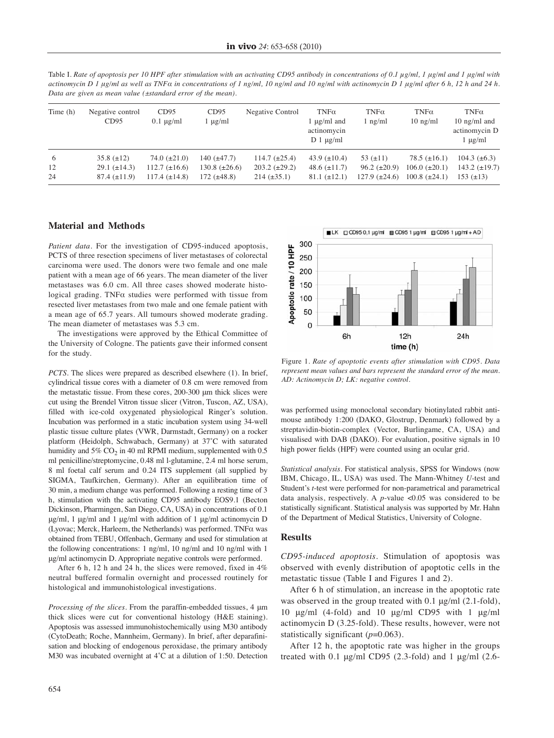Table I. *Rate of apoptosis per 10 HPF after stimulation with an activating CD95 antibody in concentrations of 0.1 µg/ml, 1 µg/ml and 1 µg/ml with actinomycin D 1 µg/ml as well as TNFα in concentrations of 1 ng/ml, 10 ng/ml and 10 ng/ml with actinomycin D 1 µg/ml after 6 h, 12 h and 24 h. Data are given as mean value (±standard error of the mean).*

| Time (h) | Negative control CD95 | CD95 0.1 µg/ml | CD95 1 µg/ml | Negative Control | TNFα 1 µg/ml and actinomycin D 1 µg/ml | TNFα 1 ng/ml | TNFα 10 ng/ml | TNFα 10 ng/ml and actinomycin D 1 µg/ml |
|---|---|---|---|---|---|---|---|---|
| 6 | 35.8 (±12) | 74.0 (±21.0) | 140 (±47.7) | 114.7 (±25.4) | 43.9 (±10.4) | 53 (±11) | 78.5 (±16.1) | 104.3 (±6.3) |
| 12 | 29.1 (±14.3) | 112.7 (±16.6) | 130.8 (±26.6) | 203.2 (±29.2) | 48.6 (±11.7) | 96.2 (±20.9) | 106.0 (±20.1) | 143.2 (±19.7) |
| 24 | 87.4 (±11.9) | 117.4 (±14.8) | 172 (±48.8) | 214 (±35.1) | 81.1 (±12.1) | 127.9 (±24.6) | 100.8 (±24.1) | 153 (±13) |

## Material and Methods

*Patient data.* For the investigation of CD95-induced apoptosis, PCTS of three resection specimens of liver metastases of colorectal carcinoma were used. The donors were two female and one male patient with a mean age of 66 years. The mean diameter of the liver metastases was 6.0 cm. All three cases showed moderate histological grading. TNFα studies were performed with tissue from resected liver metastases from two male and one female patient with a mean age of 65.7 years. All tumours showed moderate grading. The mean diameter of metastases was 5.3 cm.

The investigations were approved by the Ethical Committee of the University of Cologne. The patients gave their informed consent for the study.

*PCTS.* The slices were prepared as described elsewhere (1). In brief, cylindrical tissue cores with a diameter of 0.8 cm were removed from the metastatic tissue. From these cores, 200-300 µm thick slices were cut using the Brendel Vitron tissue slicer (Vitron, Tuscon, AZ, USA), filled with ice-cold oxygenated physiological Ringer's solution. Incubation was performed in a static incubation system using 34-well plastic tissue culture plates (VWR, Darmstadt, Germany) on a rocker platform (Heidolph, Schwabach, Germany) at 37˚C with saturated humidity and 5% $CO_2$ in 40 ml RPMI medium, supplemented with 0.5 ml penicilline/streptomycine, 0.48 ml l-glutamine, 2.4 ml horse serum, 8 ml foetal calf serum and 0.24 ITS supplement (all supplied by SIGMA, Taufkirchen, Germany). After an equilibration time of 30 min, a medium change was performed. Following a resting time of 3 h, stimulation with the activating CD95 antibody EOS9.1 (Becton Dickinson, Pharmingen, San Diego, CA, USA) in concentrations of 0.1 µg/ml, 1 µg/ml and 1 µg/ml with addition of 1 µg/ml actinomycin D (Lyovac; Merck, Harleem, the Netherlands) was performed. TNFα was obtained from TEBU, Offenbach, Germany and used for stimulation at the following concentrations: 1 ng/ml, 10 ng/ml and 10 ng/ml with 1 µg/ml actinomycin D. Appropriate negative controls were performed.

After 6 h, 12 h and 24 h, the slices were removed, fixed in 4% neutral buffered formalin overnight and processed routinely for histological and immunohistological investigations.

*Processing of the slices.* From the paraffin-embedded tissues, 4 µm thick slices were cut for conventional histology (H&E staining). Apoptosis was assessed immunohistochemically using M30 antibody (CytoDeath; Roche, Mannheim, Germany). In brief, after deparafinisation and blocking of endogenous peroxidase, the primary antibody M30 was incubated overnight at 4˚C at a dilution of 1:50. Detection was performed using monoclonal secondary biotinylated rabbit anti-mouse antibody 1:200 (DAKO, Glostrup, Denmark) followed by a streptavidin-biotin-complex (Vector, Burlingame, CA, USA) and visualised with DAB (DAKO). For evaluation, positive signals in 10 high power fields (HPF) were counted using an ocular grid.

*Statistical analysis.* For statistical analysis, SPSS for Windows (now IBM, Chicago, IL, USA) was used. The Mann-Whitney *U*-test and Student's *t*-test were performed for non-parametrical and parametrical data analysis, respectively. A *p*-value <0.05 was considered to be statistically significant. Statistical analysis was supported by Mr. Hahn of the Department of Medical Statistics, University of Cologne.

Figure 1. *Rate of apoptotic events after stimulation with CD95. Data represent mean values and bars represent the standard error of the mean. AD: Actinomycin D; LK: negative control.*

## Results

*CD95-induced apoptosis.* Stimulation of apoptosis was observed with evenly distribution of apoptotic cells in the metastatic tissue (Table I and Figures 1 and 2).

After 6 h of stimulation, an increase in the apoptotic rate was observed in the group treated with 0.1 µg/ml (2.1-fold), 10 µg/ml (4-fold) and 10 µg/ml CD95 with 1 µg/ml actinomycin D (3.25-fold). These results, however, were not statistically significant ($p$=0.063).

After 12 h, the apoptotic rate was higher in the groups treated with 0.1 µg/ml CD95 (2.3-fold) and 1 µg/ml (2.6-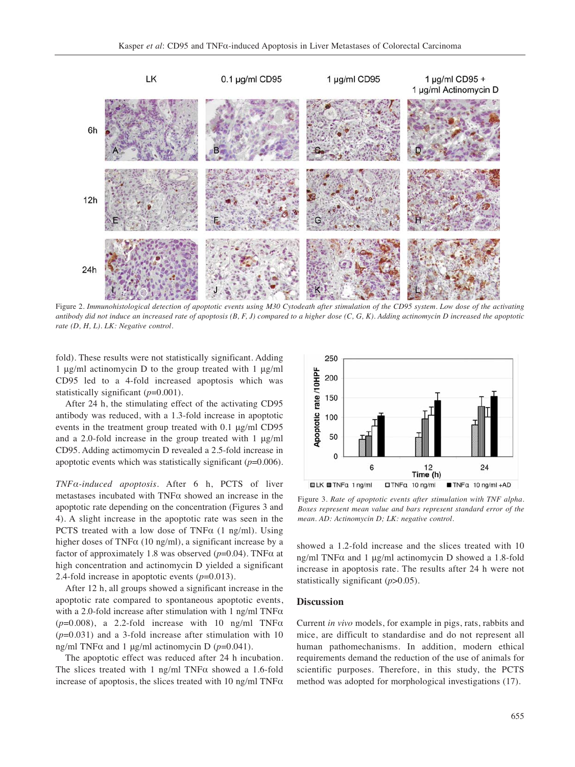Figure 2. *Immunohistological detection of apoptotic events using M30 Cytodeath after stimulation of the CD95 system. Low dose of the activating antibody did not induce an increased rate of apoptosis (B, F, J) compared to a higher dose (C, G, K). Adding actinomycin D increased the apoptotic rate (D, H, L). LK: Negative control.*

fold). These results were not statistically significant. Adding 1 µg/ml actinomycin D to the group treated with 1 µg/ml CD95 led to a 4-fold increased apoptosis which was statistically significant ($p$=0.001).

After 24 h, the stimulating effect of the activating CD95 antibody was reduced, with a 1.3-fold increase in apoptotic events in the treatment group treated with 0.1 µg/ml CD95 and a 2.0-fold increase in the group treated with 1 µg/ml CD95. Adding actimomycin D revealed a 2.5-fold increase in apoptotic events which was statistically significant ($p$=0.006).

*TNFα-induced apoptosis*. After 6 h, PCTS of liver metastases incubated with TNFα showed an increase in the apoptotic rate depending on the concentration (Figures 3 and 4). A slight increase in the apoptotic rate was seen in the PCTS treated with a low dose of TNFα (1 ng/ml). Using higher doses of TNFα (10 ng/ml), a significant increase by a factor of approximately 1.8 was observed ($p$=0.04). TNFα at high concentration and actinomycin D yielded a significant 2.4-fold increase in apoptotic events ($p$=0.013).

After 12 h, all groups showed a significant increase in the apoptotic rate compared to spontaneous apoptotic events, with a 2.0-fold increase after stimulation with 1 ng/ml TNFα ($p$=0.008), a 2.2-fold increase with 10 ng/ml TNFα ($p$=0.031) and a 3-fold increase after stimulation with 10 ng/ml TNFα and 1 µg/ml actinomycin D ($p$=0.041).

The apoptotic effect was reduced after 24 h incubation. The slices treated with 1 ng/ml TNFα showed a 1.6-fold increase of apoptosis, the slices treated with 10 ng/ml TNFα showed a 1.2-fold increase and the slices treated with 10 ng/ml TNFα and 1 µg/ml actinomycin D showed a 1.8-fold increase in apoptosis rate. The results after 24 h were not statistically significant ($p$>0.05).

Figure 3. *Rate of apoptotic events after stimulation with TNF alpha. Boxes represent mean value and bars represent standard error of the mean. AD: Actinomycin D; LK: negative control.*

## Discussion

Current *in vivo* models, for example in pigs, rats, rabbits and mice, are difficult to standardise and do not represent all human pathomechanisms. In addition, modern ethical requirements demand the reduction of the use of animals for scientific purposes. Therefore, in this study, the PCTS method was adopted for morphological investigations (17).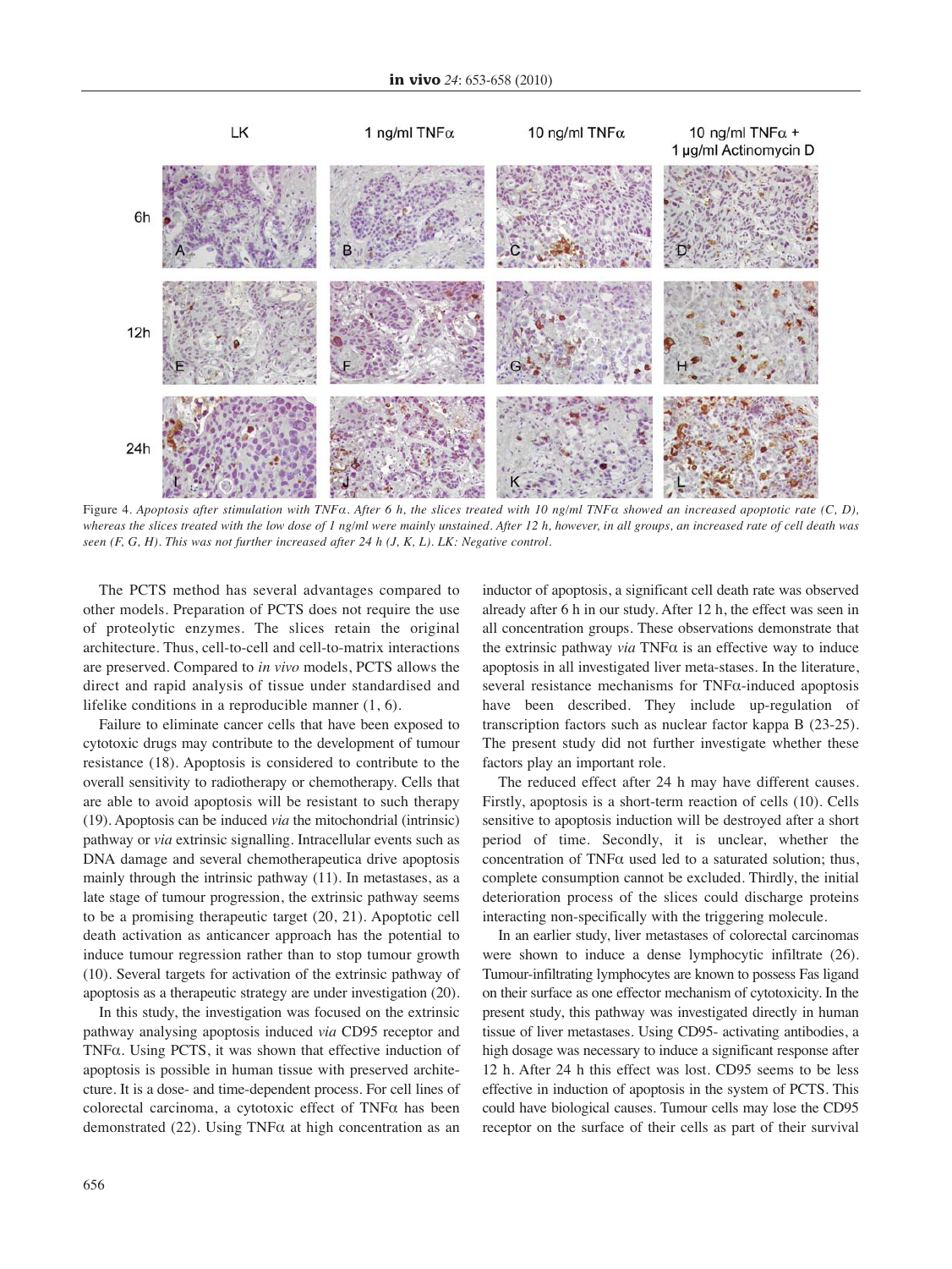Figure 4. *Apoptosis after stimulation with TNFα. After 6 h, the slices treated with 10 ng/ml TNFα showed an increased apoptotic rate (C, D), whereas the slices treated with the low dose of 1 ng/ml were mainly unstained. After 12 h, however, in all groups, an increased rate of cell death was seen (F, G, H). This was not further increased after 24 h (J, K, L). LK: Negative control.*

The PCTS method has several advantages compared to other models. Preparation of PCTS does not require the use of proteolytic enzymes. The slices retain the original architecture. Thus, cell-to-cell and cell-to-matrix interactions are preserved. Compared to *in vivo* models, PCTS allows the direct and rapid analysis of tissue under standardised and lifelike conditions in a reproducible manner (1, 6).

Failure to eliminate cancer cells that have been exposed to cytotoxic drugs may contribute to the development of tumour resistance (18). Apoptosis is considered to contribute to the overall sensitivity to radiotherapy or chemotherapy. Cells that are able to avoid apoptosis will be resistant to such therapy (19). Apoptosis can be induced *via* the mitochondrial (intrinsic) pathway or *via* extrinsic signalling. Intracellular events such as DNA damage and several chemotherapeutica drive apoptosis mainly through the intrinsic pathway (11). In metastases, as a late stage of tumour progression, the extrinsic pathway seems to be a promising therapeutic target (20, 21). Apoptotic cell death activation as anticancer approach has the potential to induce tumour regression rather than to stop tumour growth (10). Several targets for activation of the extrinsic pathway of apoptosis as a therapeutic strategy are under investigation (20).

In this study, the investigation was focused on the extrinsic pathway analysing apoptosis induced *via* CD95 receptor and TNFα. Using PCTS, it was shown that effective induction of apoptosis is possible in human tissue with preserved architecture. It is a dose- and time-dependent process. For cell lines of colorectal carcinoma, a cytotoxic effect of TNFα has been demonstrated (22). Using TNFα at high concentration as an inductor of apoptosis, a significant cell death rate was observed already after 6 h in our study. After 12 h, the effect was seen in all concentration groups. These observations demonstrate that the extrinsic pathway *via* TNFα is an effective way to induce apoptosis in all investigated liver meta-stases. In the literature, several resistance mechanisms for TNFα-induced apoptosis have been described. They include up-regulation of transcription factors such as nuclear factor kappa B (23-25). The present study did not further investigate whether these factors play an important role.

The reduced effect after 24 h may have different causes. Firstly, apoptosis is a short-term reaction of cells (10). Cells sensitive to apoptosis induction will be destroyed after a short period of time. Secondly, it is unclear, whether the concentration of TNFα used led to a saturated solution; thus, complete consumption cannot be excluded. Thirdly, the initial deterioration process of the slices could discharge proteins interacting non-specifically with the triggering molecule.

In an earlier study, liver metastases of colorectal carcinomas were shown to induce a dense lymphocytic infiltrate (26). Tumour-infiltrating lymphocytes are known to possess Fas ligand on their surface as one effector mechanism of cytotoxicity. In the present study, this pathway was investigated directly in human tissue of liver metastases. Using CD95- activating antibodies, a high dosage was necessary to induce a significant response after 12 h. After 24 h this effect was lost. CD95 seems to be less effective in induction of apoptosis in the system of PCTS. This could have biological causes. Tumour cells may lose the CD95 receptor on the surface of their cells as part of their survival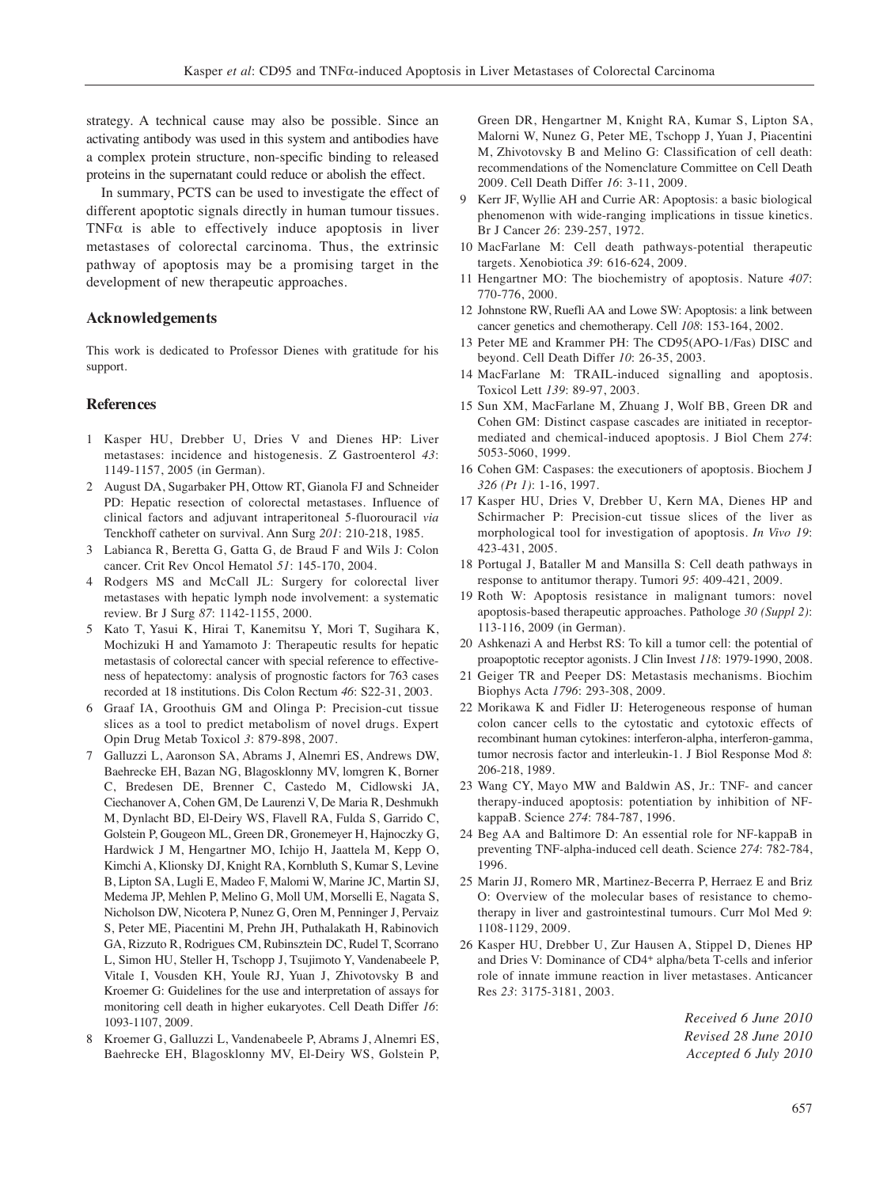strategy. A technical cause may also be possible. Since an activating antibody was used in this system and antibodies have a complex protein structure, non-specific binding to released proteins in the supernatant could reduce or abolish the effect.

In summary, PCTS can be used to investigate the effect of different apoptotic signals directly in human tumour tissues. TNFα is able to effectively induce apoptosis in liver metastases of colorectal carcinoma. Thus, the extrinsic pathway of apoptosis may be a promising target in the development of new therapeutic approaches.

## Acknowledgements

This work is dedicated to Professor Dienes with gratitude for his support.

## References

1 Kasper HU, Drebber U, Dries V and Dienes HP: Liver metastases: incidence and histogenesis. Z Gastroenterol *43*: 1149-1157, 2005 (in German).

2 August DA, Sugarbaker PH, Ottow RT, Gianola FJ and Schneider PD: Hepatic resection of colorectal metastases. Influence of clinical factors and adjuvant intraperitoneal 5-fluorouracil *via* Tenckhoff catheter on survival. Ann Surg *201*: 210-218, 1985.

3 Labianca R, Beretta G, Gatta G, de Braud F and Wils J: Colon cancer. Crit Rev Oncol Hematol *51*: 145-170, 2004.

4 Rodgers MS and McCall JL: Surgery for colorectal liver metastases with hepatic lymph node involvement: a systematic review. Br J Surg *87*: 1142-1155, 2000.

5 Kato T, Yasui K, Hirai T, Kanemitsu Y, Mori T, Sugihara K, Mochizuki H and Yamamoto J: Therapeutic results for hepatic metastasis of colorectal cancer with special reference to effectiveness of hepatectomy: analysis of prognostic factors for 763 cases recorded at 18 institutions. Dis Colon Rectum *46*: S22-31, 2003.

6 Graaf IA, Groothuis GM and Olinga P: Precision-cut tissue slices as a tool to predict metabolism of novel drugs. Expert Opin Drug Metab Toxicol *3*: 879-898, 2007.

7 Galluzzi L, Aaronson SA, Abrams J, Alnemri ES, Andrews DW, Baehrecke EH, Bazan NG, Blagosklonny MV, lomgren K, Borner C, Bredesen DE, Brenner C, Castedo M, Cidlowski JA, Ciechanover A, Cohen GM, De Laurenzi V, De Maria R, Deshmukh M, Dynlacht BD, El-Deiry WS, Flavell RA, Fulda S, Garrido C, Golstein P, Gougeon ML, Green DR, Gronemeyer H, Hajnoczky G, Hardwick J M, Hengartner MO, Ichijo H, Jaattela M, Kepp O, Kimchi A, Klionsky DJ, Knight RA, Kornbluth S, Kumar S, Levine B, Lipton SA, Lugli E, Madeo F, Malomi W, Marine JC, Martin SJ, Medema JP, Mehlen P, Melino G, Moll UM, Morselli E, Nagata S, Nicholson DW, Nicotera P, Nunez G, Oren M, Penninger J, Pervaiz S, Peter ME, Piacentini M, Prehn JH, Puthalakath H, Rabinovich GA, Rizzuto R, Rodrigues CM, Rubinsztein DC, Rudel T, Scorrano L, Simon HU, Steller H, Tschopp J, Tsujimoto Y, Vandenabeele P, Vitale I, Vousden KH, Youle RJ, Yuan J, Zhivotovsky B and Kroemer G: Guidelines for the use and interpretation of assays for monitoring cell death in higher eukaryotes. Cell Death Differ *16*: 1093-1107, 2009.

8 Kroemer G, Galluzzi L, Vandenabeele P, Abrams J, Alnemri ES, Baehrecke EH, Blagosklonny MV, El-Deiry WS, Golstein P, Green DR, Hengartner M, Knight RA, Kumar S, Lipton SA, Malorni W, Nunez G, Peter ME, Tschopp J, Yuan J, Piacentini M, Zhivotovsky B and Melino G: Classification of cell death: recommendations of the Nomenclature Committee on Cell Death 2009. Cell Death Differ *16*: 3-11, 2009.

9 Kerr JF, Wyllie AH and Currie AR: Apoptosis: a basic biological phenomenon with wide-ranging implications in tissue kinetics. Br J Cancer *26*: 239-257, 1972.

10 MacFarlane M: Cell death pathways-potential therapeutic targets. Xenobiotica *39*: 616-624, 2009.

11 Hengartner MO: The biochemistry of apoptosis. Nature *407*: 770-776, 2000.

12 Johnstone RW, Ruefli AA and Lowe SW: Apoptosis: a link between cancer genetics and chemotherapy. Cell *108*: 153-164, 2002.

13 Peter ME and Krammer PH: The CD95(APO-1/Fas) DISC and beyond. Cell Death Differ *10*: 26-35, 2003.

14 MacFarlane M: TRAIL-induced signalling and apoptosis. Toxicol Lett *139*: 89-97, 2003.

15 Sun XM, MacFarlane M, Zhuang J, Wolf BB, Green DR and Cohen GM: Distinct caspase cascades are initiated in receptor-mediated and chemical-induced apoptosis. J Biol Chem *274*: 5053-5060, 1999.

16 Cohen GM: Caspases: the executioners of apoptosis. Biochem J *326 (Pt 1)*: 1-16, 1997.

17 Kasper HU, Dries V, Drebber U, Kern MA, Dienes HP and Schirmacher P: Precision-cut tissue slices of the liver as morphological tool for investigation of apoptosis. *In Vivo 19*: 423-431, 2005.

18 Portugal J, Bataller M and Mansilla S: Cell death pathways in response to antitumor therapy. Tumori *95*: 409-421, 2009.

19 Roth W: Apoptosis resistance in malignant tumors: novel apoptosis-based therapeutic approaches. Pathologe *30 (Suppl 2)*: 113-116, 2009 (in German).

20 Ashkenazi A and Herbst RS: To kill a tumor cell: the potential of proapoptotic receptor agonists. J Clin Invest *118*: 1979-1990, 2008.

21 Geiger TR and Peeper DS: Metastasis mechanisms. Biochim Biophys Acta *1796*: 293-308, 2009.

22 Morikawa K and Fidler IJ: Heterogeneous response of human colon cancer cells to the cytostatic and cytotoxic effects of recombinant human cytokines: interferon-alpha, interferon-gamma, tumor necrosis factor and interleukin-1. J Biol Response Mod *8*: 206-218, 1989.

23 Wang CY, Mayo MW and Baldwin AS, Jr.: TNF- and cancer therapy-induced apoptosis: potentiation by inhibition of NF-kappaB. Science *274*: 784-787, 1996.

24 Beg AA and Baltimore D: An essential role for NF-kappaB in preventing TNF-alpha-induced cell death. Science *274*: 782-784, 1996.

25 Marin JJ, Romero MR, Martinez-Becerra P, Herraez E and Briz O: Overview of the molecular bases of resistance to chemotherapy in liver and gastrointestinal tumours. Curr Mol Med *9*: 1108-1129, 2009.

26 Kasper HU, Drebber U, Zur Hausen A, Stippel D, Dienes HP and Dries V: Dominance of CD4+ alpha/beta T-cells and inferior role of innate immune reaction in liver metastases. Anticancer Res *23*: 3175-3181, 2003.

*Received 6 June 2010*
*Revised 28 June 2010*
*Accepted 6 July 2010*